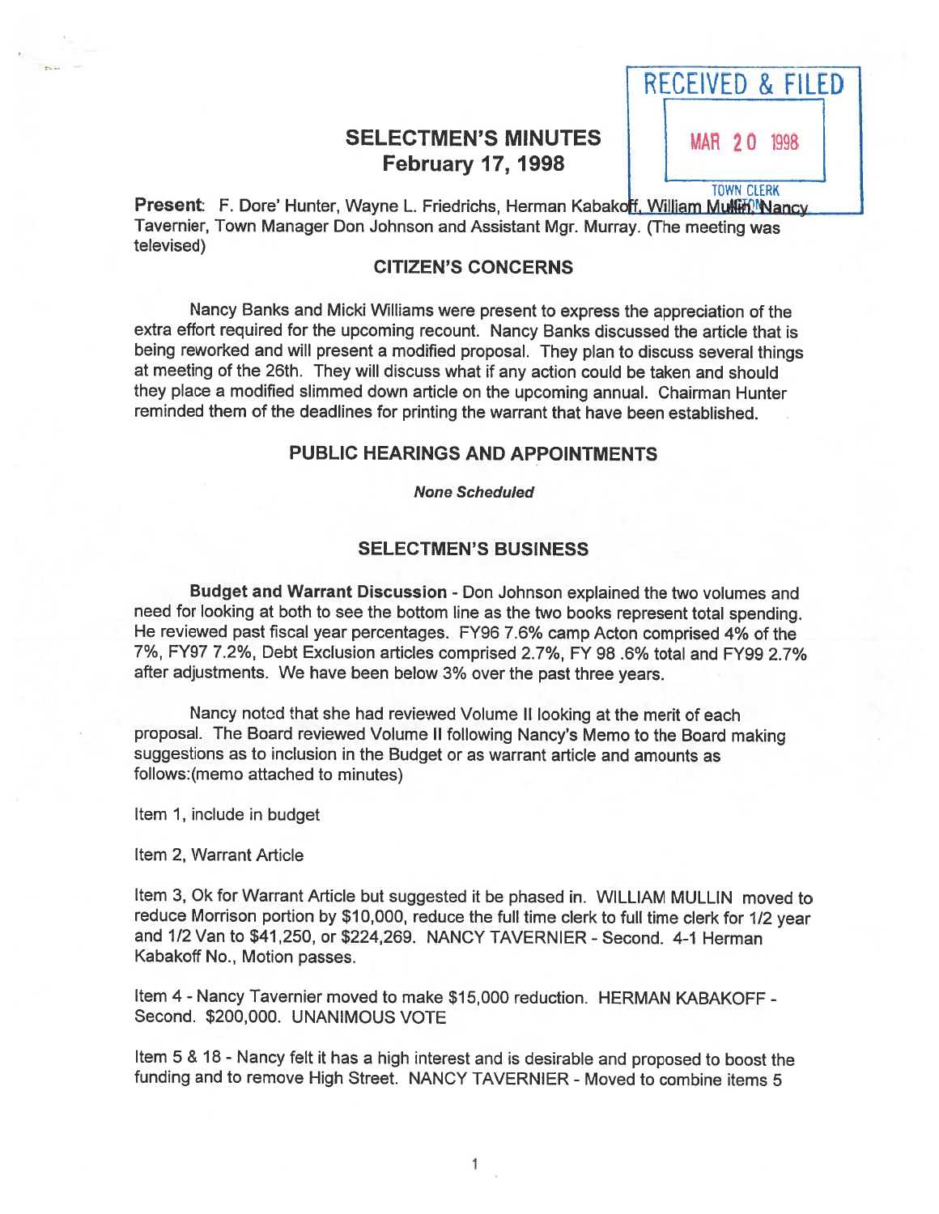RECEIVED & FILED

MAR 20 1998

TOWN CLERK

# SELECTMEN'S MINUTES
## February 17, 1998

**Present**: F. Dore' Hunter, Wayne L. Friedrichs, Herman Kabakoff, William Mullin, Nancy Tavernier, Town Manager Don Johnson and Assistant Mgr. Murray. (The meeting was televised)

## CITIZEN'S CONCERNS

Nancy Banks and Micki Williams were present to express the appreciation of the extra effort required for the upcoming recount. Nancy Banks discussed the article that is being reworked and will present a modified proposal. They plan to discuss several things at meeting of the 26th. They will discuss what if any action could be taken and should they place a modified slimmed down article on the upcoming annual. Chairman Hunter reminded them of the deadlines for printing the warrant that have been established.

## PUBLIC HEARINGS AND APPOINTMENTS

***None Scheduled***

## SELECTMEN'S BUSINESS

**Budget and Warrant Discussion** - Don Johnson explained the two volumes and need for looking at both to see the bottom line as the two books represent total spending. He reviewed past fiscal year percentages. FY96 7.6% camp Acton comprised 4% of the 7%, FY97 7.2%, Debt Exclusion articles comprised 2.7%, FY 98 .6% total and FY99 2.7% after adjustments. We have been below 3% over the past three years.

Nancy noted that she had reviewed Volume II looking at the merit of each proposal. The Board reviewed Volume II following Nancy's Memo to the Board making suggestions as to inclusion in the Budget or as warrant article and amounts as follows:(memo attached to minutes)

Item 1, include in budget

Item 2, Warrant Article

Item 3, Ok for Warrant Article but suggested it be phased in. WILLIAM MULLIN moved to reduce Morrison portion by $10,000, reduce the full time clerk to full time clerk for 1/2 year and 1/2 Van to $41,250, or $224,269. NANCY TAVERNIER - Second. 4-1 Herman Kabakoff No., Motion passes.

Item 4 - Nancy Tavernier moved to make $15,000 reduction. HERMAN KABAKOFF - Second. $200,000. UNANIMOUS VOTE

Item 5 & 18 - Nancy felt it has a high interest and is desirable and proposed to boost the funding and to remove High Street. NANCY TAVERNIER - Moved to combine items 5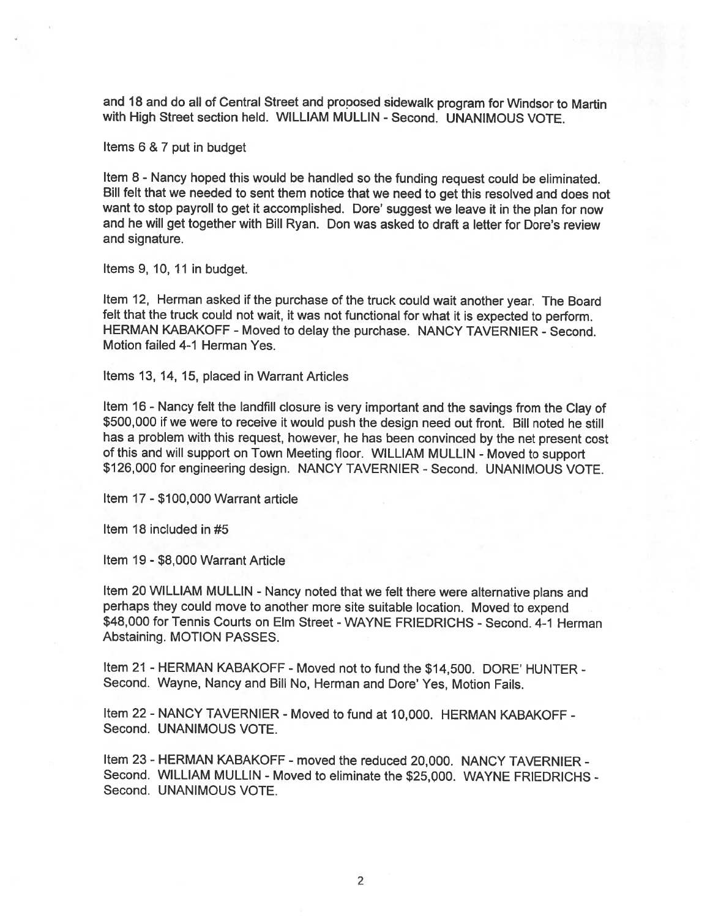and 18 and do all of Central Street and proposed sidewalk program for Windsor to Martin with High Street section held. WILLIAM MULLIN - Second. UNANIMOUS VOTE.

Items 6 & 7 put in budget

Item 8 - Nancy hoped this would be handled so the funding request could be eliminated. Bill felt that we needed to sent them notice that we need to get this resolved and does not want to stop payroll to get it accomplished. Dore' suggest we leave it in the plan for now and he will get together with Bill Ryan. Don was asked to draft a letter for Dore's review and signature.

Items 9, 10, 11 in budget.

Item 12, Herman asked if the purchase of the truck could wait another year. The Board felt that the truck could not wait, it was not functional for what it is expected to perform. HERMAN KABAKOFF - Moved to delay the purchase. NANCY TAVERNIER - Second. Motion failed 4-1 Herman Yes.

Items 13, 14, 15, placed in Warrant Articles

Item 16 - Nancy felt the landfill closure is very important and the savings from the Clay of $500,000 if we were to receive it would push the design need out front. Bill noted he still has a problem with this request, however, he has been convinced by the net present cost of this and will support on Town Meeting floor. WILLIAM MULLIN - Moved to support $126,000 for engineering design. NANCY TAVERNIER - Second. UNANIMOUS VOTE.

Item 17 - $100,000 Warrant article

Item 18 included in #5

Item 19 - $8,000 Warrant Article

Item 20 WILLIAM MULLIN - Nancy noted that we felt there were alternative plans and perhaps they could move to another more site suitable location. Moved to expend $48,000 for Tennis Courts on Elm Street - WAYNE FRIEDRICHS - Second. 4-1 Herman Abstaining. MOTION PASSES.

Item 21 - HERMAN KABAKOFF - Moved not to fund the $14,500. DORE' HUNTER - Second. Wayne, Nancy and Bill No, Herman and Dore' Yes, Motion Fails.

Item 22 - NANCY TAVERNIER - Moved to fund at 10,000. HERMAN KABAKOFF - Second. UNANIMOUS VOTE.

Item 23 - HERMAN KABAKOFF - moved the reduced 20,000. NANCY TAVERNIER - Second. WILLIAM MULLIN - Moved to eliminate the $25,000. WAYNE FRIEDRICHS - Second. UNANIMOUS VOTE.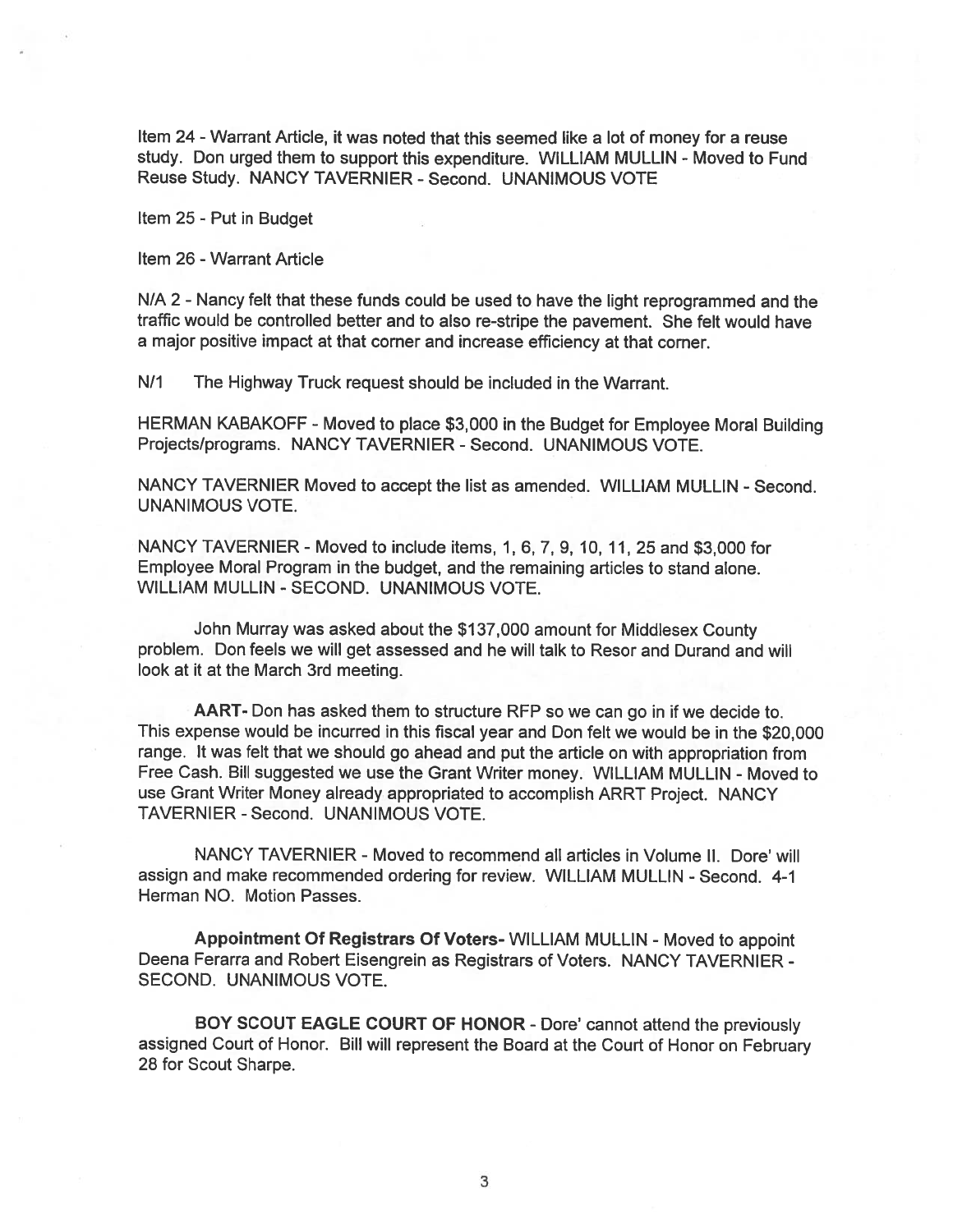Item 24 - Warrant Article, it was noted that this seemed like a lot of money for a reuse study. Don urged them to support this expenditure. WILLIAM MULLIN - Moved to Fund Reuse Study. NANCY TAVERNIER - Second. UNANIMOUS VOTE

Item 25 - Put in Budget

Item 26 - Warrant Article

N/A 2 - Nancy felt that these funds could be used to have the light reprogrammed and the traffic would be controlled better and to also re-stripe the pavement. She felt would have a major positive impact at that corner and increase efficiency at that corner.

N/1 The Highway Truck request should be included in the Warrant.

HERMAN KABAKOFF - Moved to place $3,000 in the Budget for Employee Moral Building Projects/programs. NANCY TAVERNIER - Second. UNANIMOUS VOTE.

NANCY TAVERNIER Moved to accept the list as amended. WILLIAM MULLIN - Second. UNANIMOUS VOTE.

NANCY TAVERNIER - Moved to include items, 1, 6, 7, 9, 10, 11, 25 and $3,000 for Employee Moral Program in the budget, and the remaining articles to stand alone. WILLIAM MULLIN - SECOND. UNANIMOUS VOTE.

John Murray was asked about the $137,000 amount for Middlesex County problem. Don feels we will get assessed and he will talk to Resor and Durand and will look at it at the March 3rd meeting.

**AART-** Don has asked them to structure RFP so we can go in if we decide to. This expense would be incurred in this fiscal year and Don felt we would be in the $20,000 range. It was felt that we should go ahead and put the article on with appropriation from Free Cash. Bill suggested we use the Grant Writer money. WILLIAM MULLIN - Moved to use Grant Writer Money already appropriated to accomplish ARRT Project. NANCY TAVERNIER - Second. UNANIMOUS VOTE.

NANCY TAVERNIER - Moved to recommend all articles in Volume II. Dore' will assign and make recommended ordering for review. WILLIAM MULLIN - Second. 4-1 Herman NO. Motion Passes.

**Appointment Of Registrars Of Voters-** WILLIAM MULLIN - Moved to appoint Deena Ferarra and Robert Eisengrein as Registrars of Voters. NANCY TAVERNIER - SECOND. UNANIMOUS VOTE.

**BOY SCOUT EAGLE COURT OF HONOR** - Dore' cannot attend the previously assigned Court of Honor. Bill will represent the Board at the Court of Honor on February 28 for Scout Sharpe.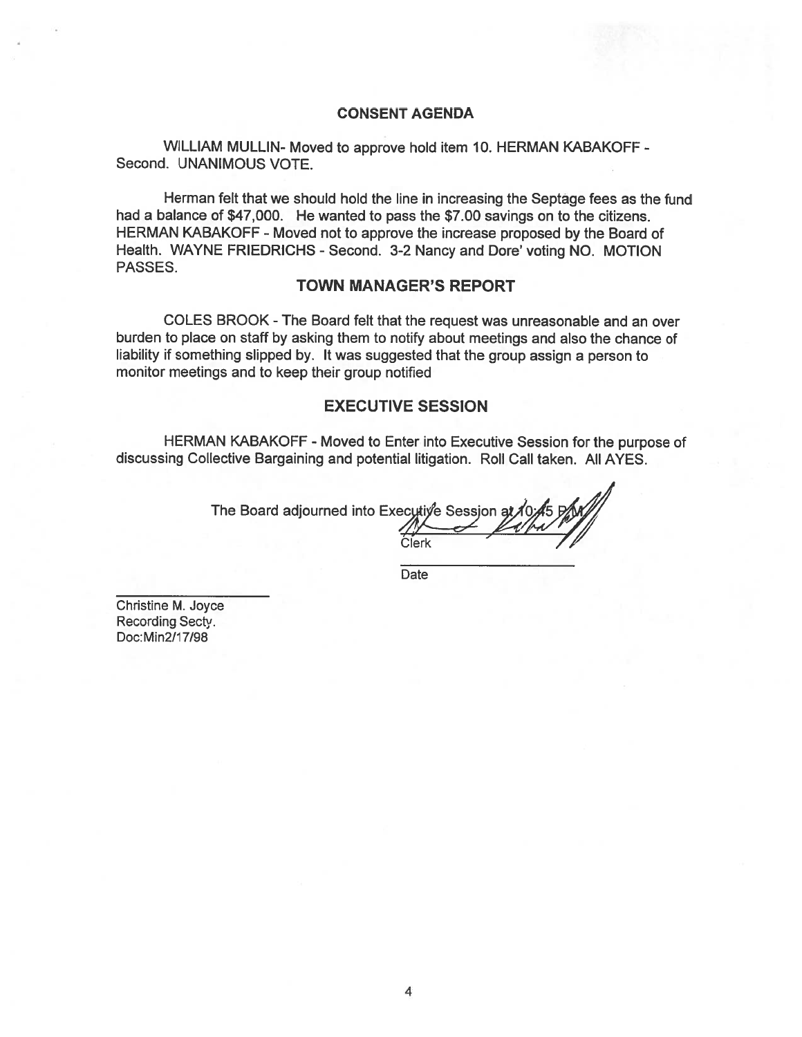## CONSENT AGENDA

WILLIAM MULLIN- Moved to approve hold item 10. HERMAN KABAKOFF - Second. UNANIMOUS VOTE.

Herman felt that we should hold the line in increasing the Septage fees as the fund had a balance of $47,000. He wanted to pass the $7.00 savings on to the citizens. HERMAN KABAKOFF - Moved not to approve the increase proposed by the Board of Health. WAYNE FRIEDRICHS - Second. 3-2 Nancy and Dore' voting NO. MOTION PASSES.

## TOWN MANAGER'S REPORT

COLES BROOK - The Board felt that the request was unreasonable and an over burden to place on staff by asking them to notify about meetings and also the chance of liability if something slipped by. It was suggested that the group assign a person to monitor meetings and to keep their group notified

## EXECUTIVE SESSION

HERMAN KABAKOFF - Moved to Enter into Executive Session for the purpose of discussing Collective Bargaining and potential litigation. Roll Call taken. All AYES.

The Board adjourned into Executive Session at 10:45 PM

Clerk

Date

Christine M. Joyce
Recording Secty.
Doc:Min2/17/98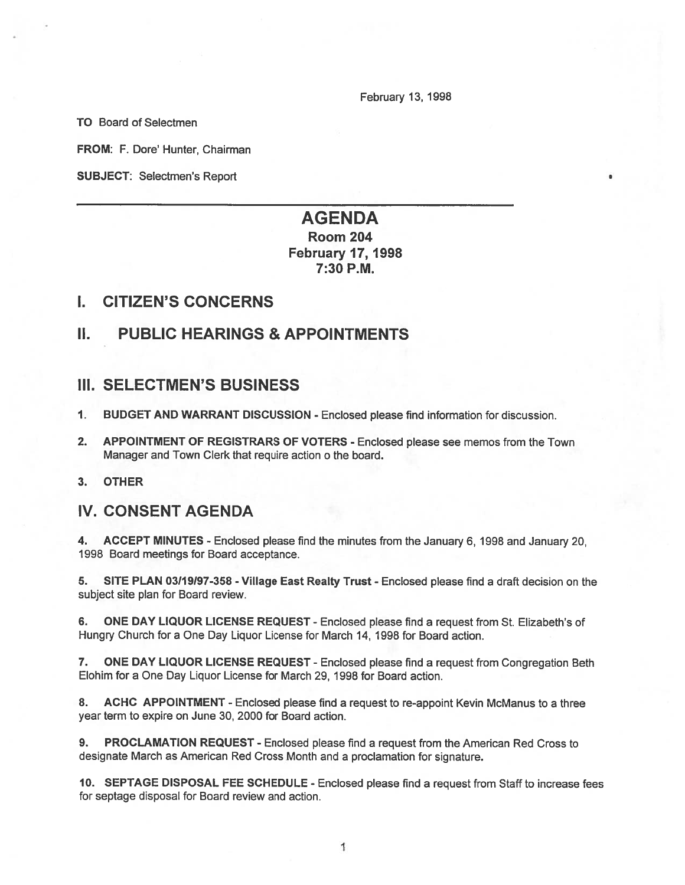February 13, 1998

**TO** Board of Selectmen

**FROM:** F. Dore' Hunter, Chairman

**SUBJECT:** Selectmen's Report

---

# AGENDA

### Room 204
### February 17, 1998
### 7:30 P.M.

## I. CITIZEN'S CONCERNS

## II. PUBLIC HEARINGS & APPOINTMENTS

## III. SELECTMEN'S BUSINESS

1. **BUDGET AND WARRANT DISCUSSION** - Enclosed please find information for discussion.

2. **APPOINTMENT OF REGISTRARS OF VOTERS** - Enclosed please see memos from the Town Manager and Town Clerk that require action o the board.

3. **OTHER**

## IV. CONSENT AGENDA

4. **ACCEPT MINUTES** - Enclosed please find the minutes from the January 6, 1998 and January 20, 1998 Board meetings for Board acceptance.

5. **SITE PLAN 03/19/97-358 - Village East Realty Trust** - Enclosed please find a draft decision on the subject site plan for Board review.

6. **ONE DAY LIQUOR LICENSE REQUEST** - Enclosed please find a request from St. Elizabeth's of Hungry Church for a One Day Liquor License for March 14, 1998 for Board action.

7. **ONE DAY LIQUOR LICENSE REQUEST** - Enclosed please find a request from Congregation Beth Elohim for a One Day Liquor License for March 29, 1998 for Board action.

8. **ACHC APPOINTMENT** - Enclosed please find a request to re-appoint Kevin McManus to a three year term to expire on June 30, 2000 for Board action.

9. **PROCLAMATION REQUEST** - Enclosed please find a request from the American Red Cross to designate March as American Red Cross Month and a proclamation for signature.

10. **SEPTAGE DISPOSAL FEE SCHEDULE** - Enclosed please find a request from Staff to increase fees for septage disposal for Board review and action.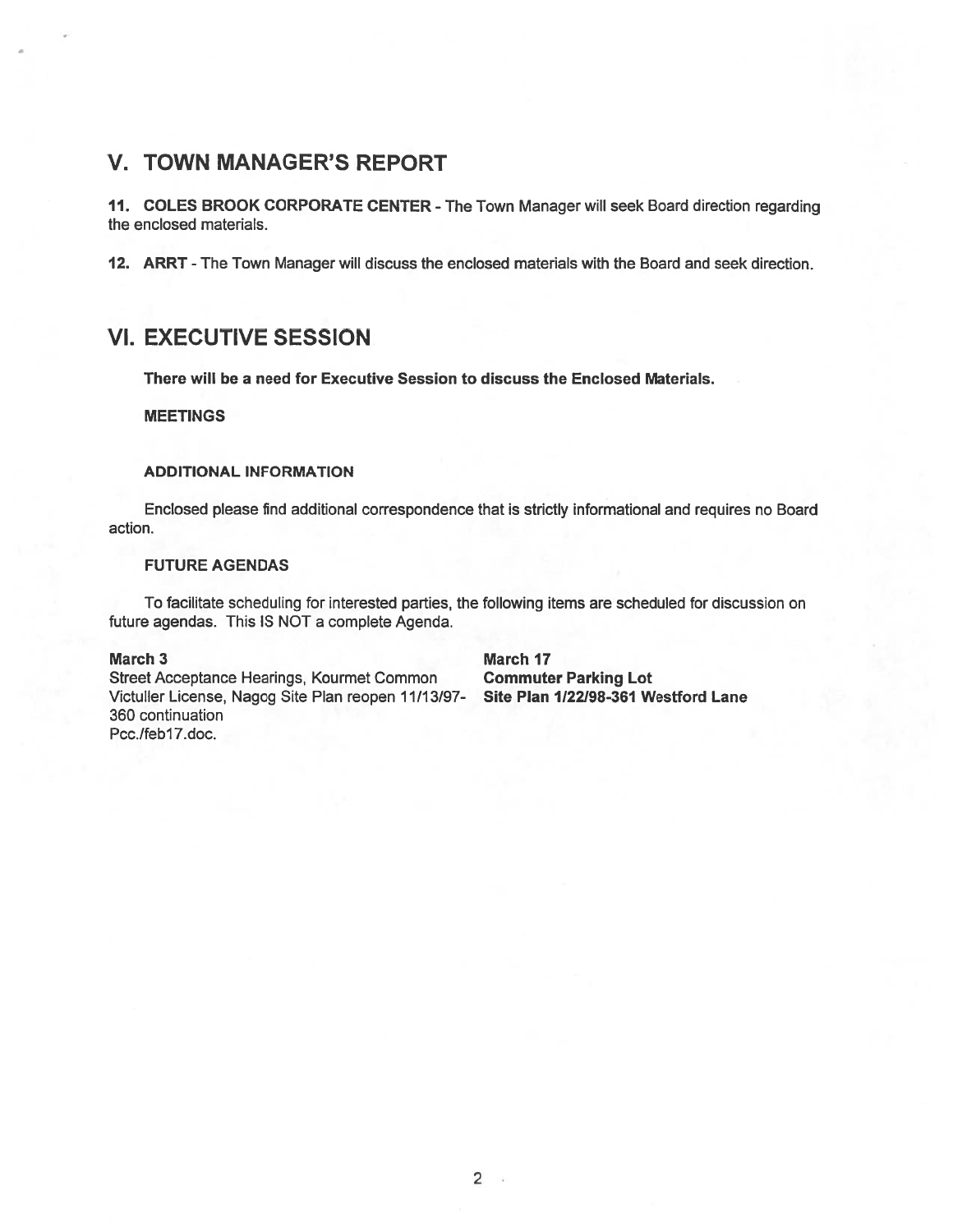## V. TOWN MANAGER'S REPORT

**11. COLES BROOK CORPORATE CENTER** - The Town Manager will seek Board direction regarding the enclosed materials.

**12. ARRT** - The Town Manager will discuss the enclosed materials with the Board and seek direction.

## VI. EXECUTIVE SESSION

**There will be a need for Executive Session to discuss the Enclosed Materials.**

**MEETINGS**

**ADDITIONAL INFORMATION**

Enclosed please find additional correspondence that is strictly informational and requires no Board action.

**FUTURE AGENDAS**

To facilitate scheduling for interested parties, the following items are scheduled for discussion on future agendas. This IS NOT a complete Agenda.

**March 3**
Street Acceptance Hearings, Kourmet Common
Victuller License, Nagog Site Plan reopen 11/13/97-360 continuation

**March 17**
**Commuter Parking Lot**
**Site Plan 1/22/98-361 Westford Lane**

Pcc./feb17.doc.